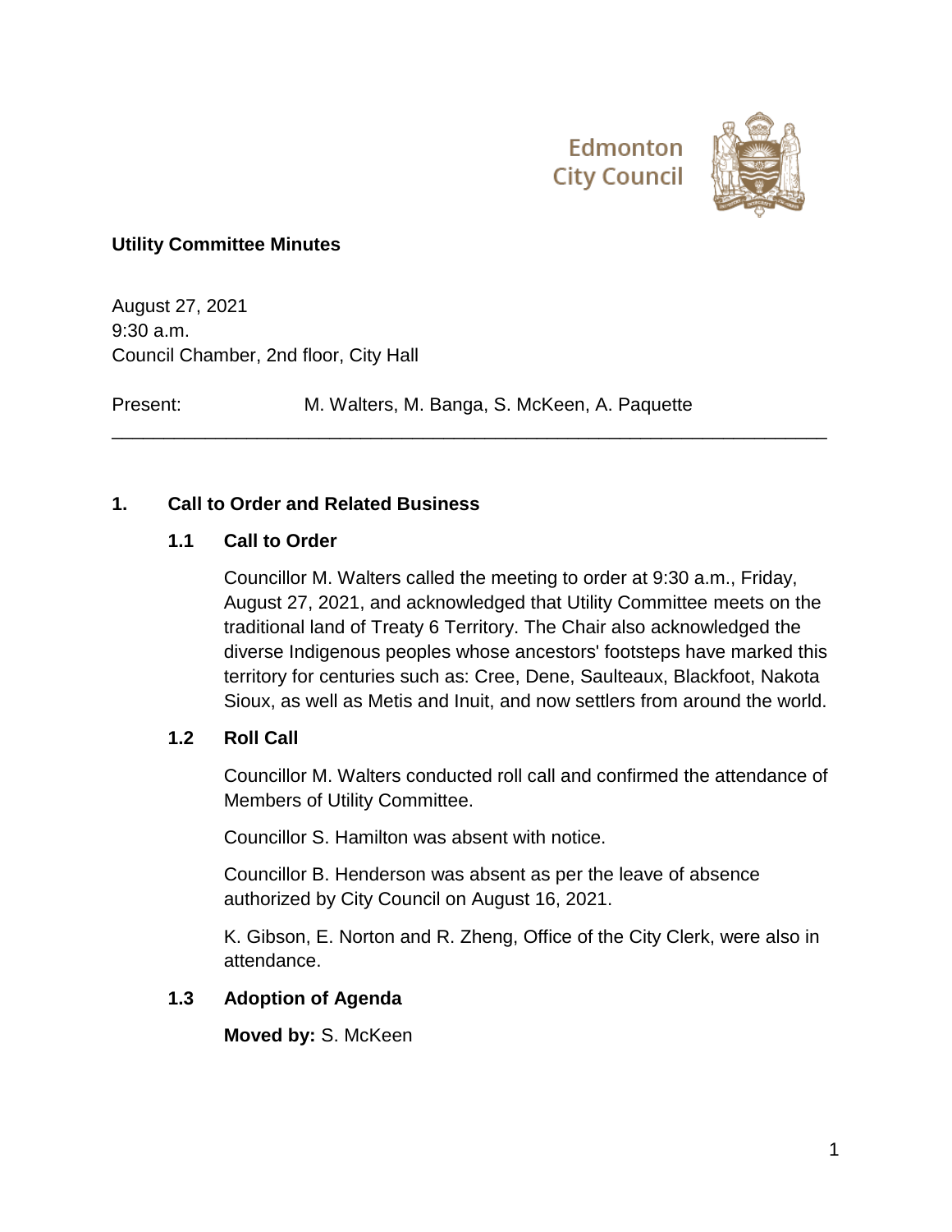Edmonton City Council

# Utility Committee Minutes

August 27, 2021
9:30 a.m.
Council Chamber, 2nd floor, City Hall

Present: M. Walters, M. Banga, S. McKeen, A. Paquette

---

## 1. Call to Order and Related Business

### 1.1 Call to Order

Councillor M. Walters called the meeting to order at 9:30 a.m., Friday, August 27, 2021, and acknowledged that Utility Committee meets on the traditional land of Treaty 6 Territory. The Chair also acknowledged the diverse Indigenous peoples whose ancestors' footsteps have marked this territory for centuries such as: Cree, Dene, Saulteaux, Blackfoot, Nakota Sioux, as well as Metis and Inuit, and now settlers from around the world.

### 1.2 Roll Call

Councillor M. Walters conducted roll call and confirmed the attendance of Members of Utility Committee.

Councillor S. Hamilton was absent with notice.

Councillor B. Henderson was absent as per the leave of absence authorized by City Council on August 16, 2021.

K. Gibson, E. Norton and R. Zheng, Office of the City Clerk, were also in attendance.

### 1.3 Adoption of Agenda

**Moved by:** S. McKeen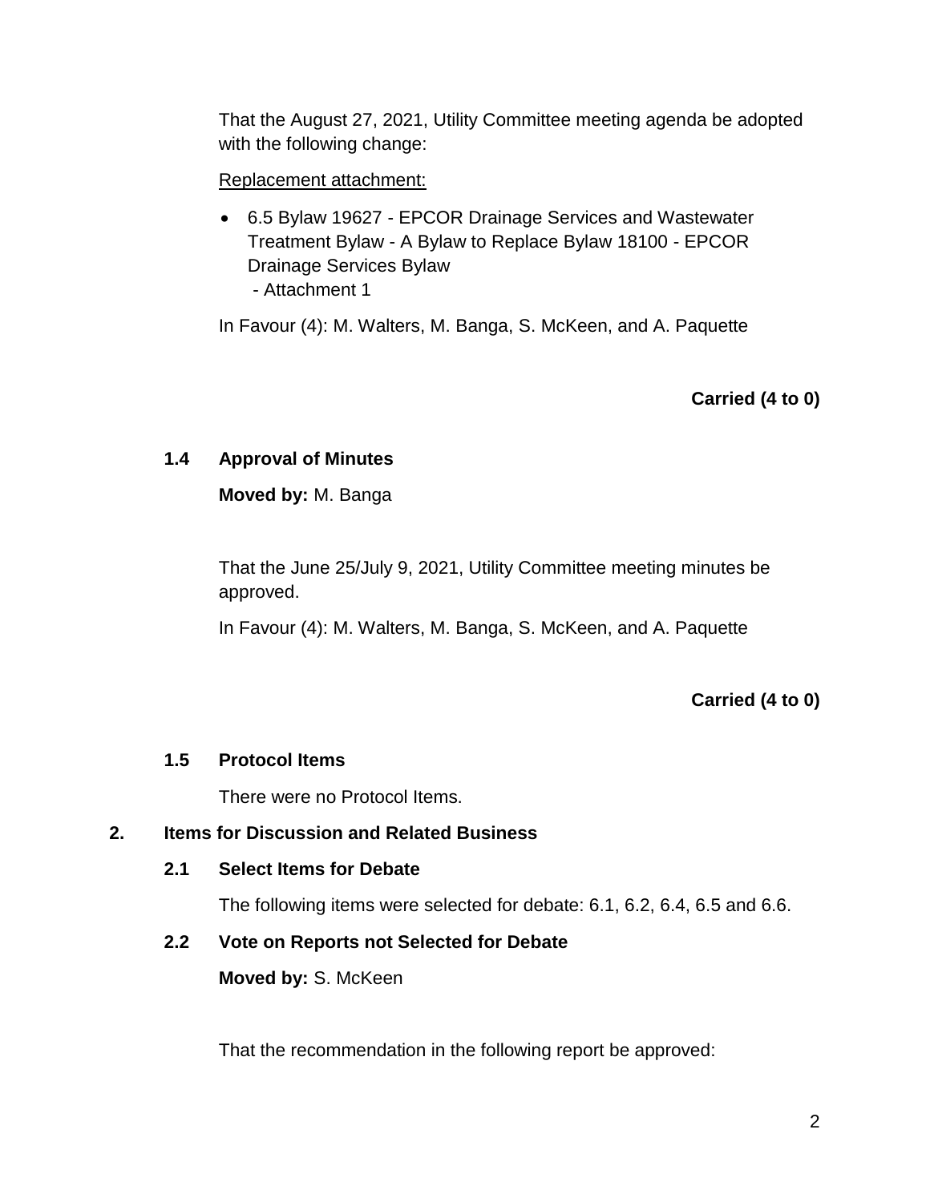That the August 27, 2021, Utility Committee meeting agenda be adopted with the following change:

Replacement attachment:

- 6.5 Bylaw 19627 - EPCOR Drainage Services and Wastewater Treatment Bylaw - A Bylaw to Replace Bylaw 18100 - EPCOR Drainage Services Bylaw
  - Attachment 1

In Favour (4): M. Walters, M. Banga, S. McKeen, and A. Paquette

**Carried (4 to 0)**

### 1.4 Approval of Minutes

**Moved by:** M. Banga

That the June 25/July 9, 2021, Utility Committee meeting minutes be approved.

In Favour (4): M. Walters, M. Banga, S. McKeen, and A. Paquette

**Carried (4 to 0)**

### 1.5 Protocol Items

There were no Protocol Items.

## 2. Items for Discussion and Related Business

### 2.1 Select Items for Debate

The following items were selected for debate: 6.1, 6.2, 6.4, 6.5 and 6.6.

### 2.2 Vote on Reports not Selected for Debate

**Moved by:** S. McKeen

That the recommendation in the following report be approved: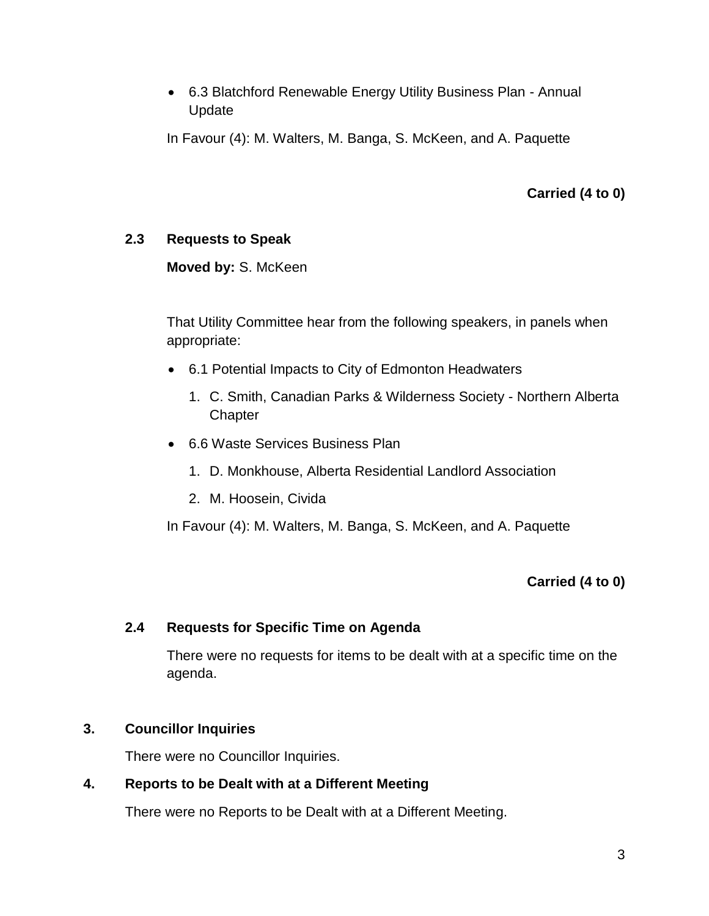- 6.3 Blatchford Renewable Energy Utility Business Plan - Annual Update

In Favour (4): M. Walters, M. Banga, S. McKeen, and A. Paquette

**Carried (4 to 0)**

### 2.3 Requests to Speak

**Moved by:** S. McKeen

That Utility Committee hear from the following speakers, in panels when appropriate:

- 6.1 Potential Impacts to City of Edmonton Headwaters
  1. C. Smith, Canadian Parks & Wilderness Society - Northern Alberta Chapter
- 6.6 Waste Services Business Plan
  1. D. Monkhouse, Alberta Residential Landlord Association
  2. M. Hoosein, Civida

In Favour (4): M. Walters, M. Banga, S. McKeen, and A. Paquette

**Carried (4 to 0)**

### 2.4 Requests for Specific Time on Agenda

There were no requests for items to be dealt with at a specific time on the agenda.

## 3. Councillor Inquiries

There were no Councillor Inquiries.

## 4. Reports to be Dealt with at a Different Meeting

There were no Reports to be Dealt with at a Different Meeting.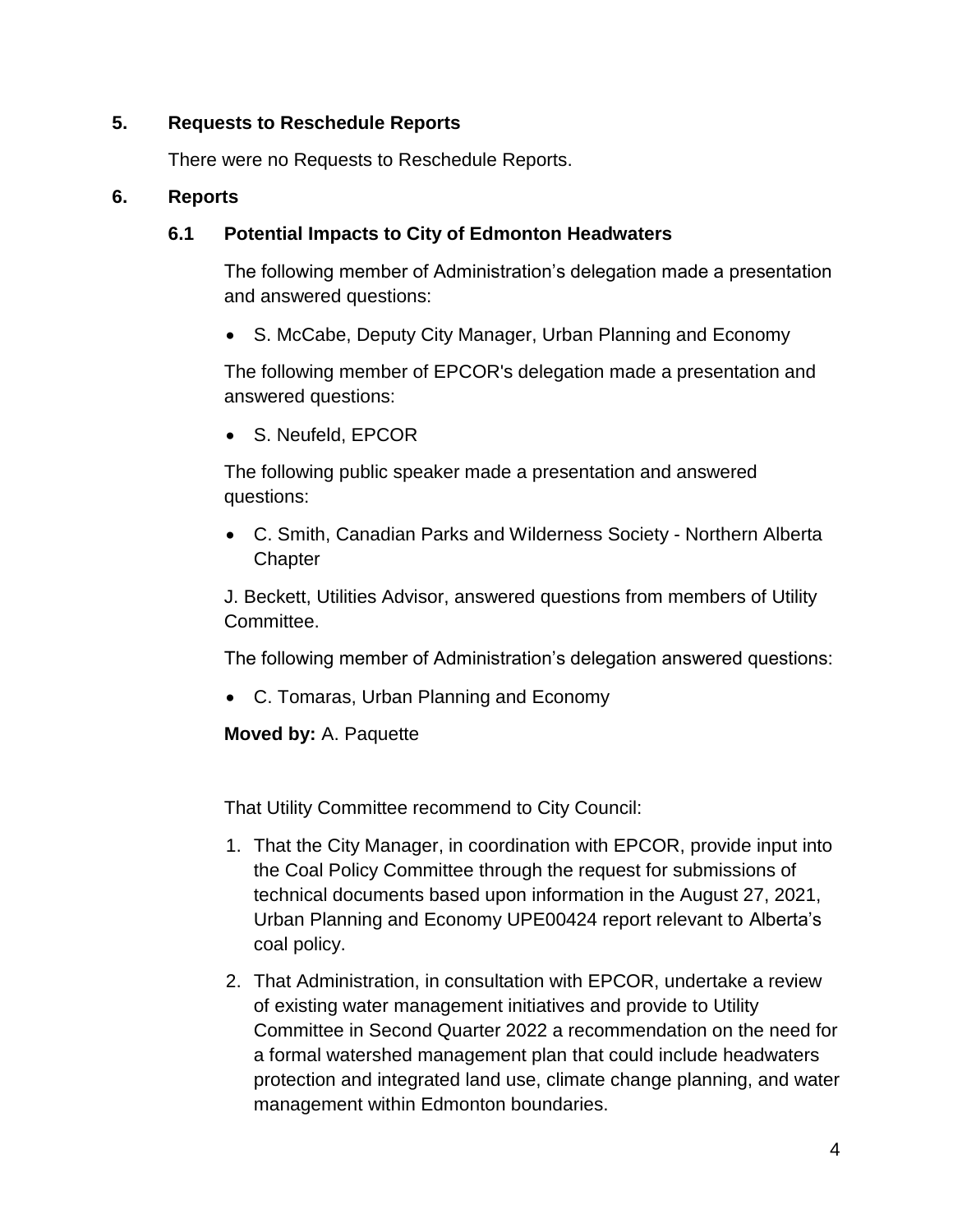## 5. Requests to Reschedule Reports

There were no Requests to Reschedule Reports.

## 6. Reports

### 6.1 Potential Impacts to City of Edmonton Headwaters

The following member of Administration's delegation made a presentation and answered questions:

- S. McCabe, Deputy City Manager, Urban Planning and Economy

The following member of EPCOR's delegation made a presentation and answered questions:

- S. Neufeld, EPCOR

The following public speaker made a presentation and answered questions:

- C. Smith, Canadian Parks and Wilderness Society - Northern Alberta Chapter

J. Beckett, Utilities Advisor, answered questions from members of Utility Committee.

The following member of Administration's delegation answered questions:

- C. Tomaras, Urban Planning and Economy

**Moved by:** A. Paquette

That Utility Committee recommend to City Council:

1. That the City Manager, in coordination with EPCOR, provide input into the Coal Policy Committee through the request for submissions of technical documents based upon information in the August 27, 2021, Urban Planning and Economy UPE00424 report relevant to Alberta's coal policy.
2. That Administration, in consultation with EPCOR, undertake a review of existing water management initiatives and provide to Utility Committee in Second Quarter 2022 a recommendation on the need for a formal watershed management plan that could include headwaters protection and integrated land use, climate change planning, and water management within Edmonton boundaries.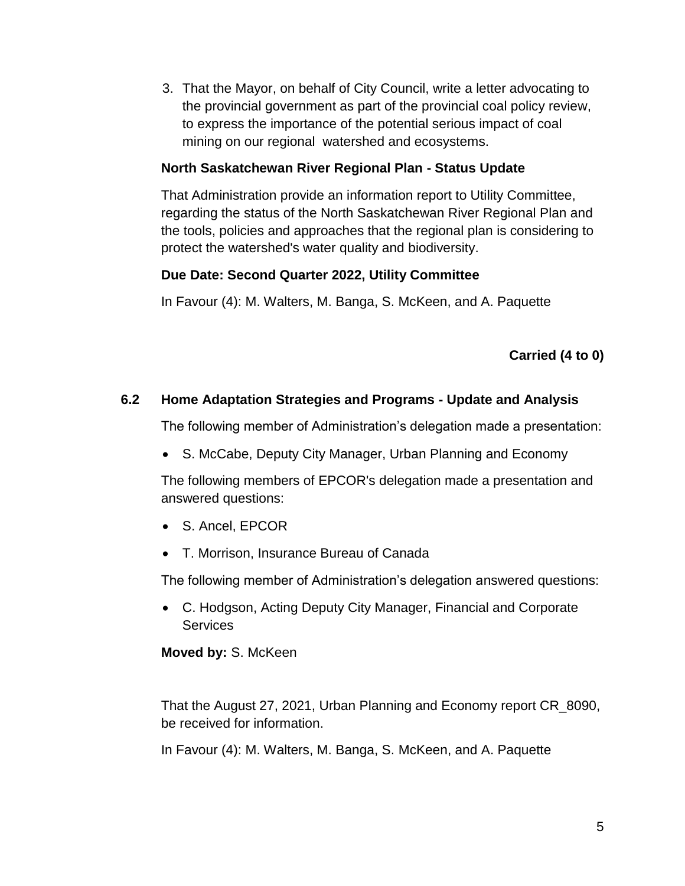3. That the Mayor, on behalf of City Council, write a letter advocating to the provincial government as part of the provincial coal policy review, to express the importance of the potential serious impact of coal mining on our regional watershed and ecosystems.

**North Saskatchewan River Regional Plan - Status Update**

That Administration provide an information report to Utility Committee, regarding the status of the North Saskatchewan River Regional Plan and the tools, policies and approaches that the regional plan is considering to protect the watershed's water quality and biodiversity.

**Due Date: Second Quarter 2022, Utility Committee**

In Favour (4): M. Walters, M. Banga, S. McKeen, and A. Paquette

**Carried (4 to 0)**

### 6.2 Home Adaptation Strategies and Programs - Update and Analysis

The following member of Administration's delegation made a presentation:

- S. McCabe, Deputy City Manager, Urban Planning and Economy

The following members of EPCOR's delegation made a presentation and answered questions:

- S. Ancel, EPCOR
- T. Morrison, Insurance Bureau of Canada

The following member of Administration's delegation answered questions:

- C. Hodgson, Acting Deputy City Manager, Financial and Corporate Services

**Moved by:** S. McKeen

That the August 27, 2021, Urban Planning and Economy report CR_8090, be received for information.

In Favour (4): M. Walters, M. Banga, S. McKeen, and A. Paquette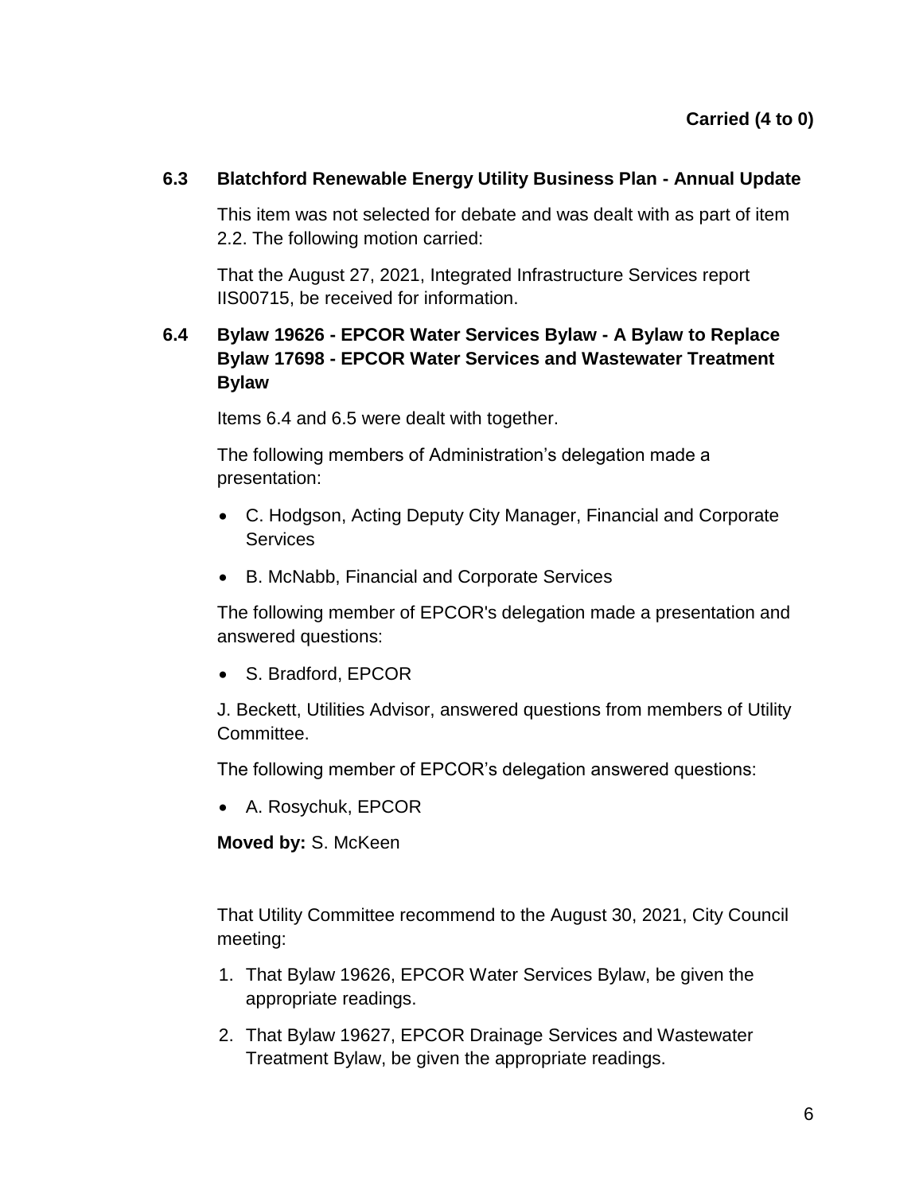**Carried (4 to 0)**

### 6.3 Blatchford Renewable Energy Utility Business Plan - Annual Update

This item was not selected for debate and was dealt with as part of item 2.2. The following motion carried:

That the August 27, 2021, Integrated Infrastructure Services report IIS00715, be received for information.

### 6.4 Bylaw 19626 - EPCOR Water Services Bylaw - A Bylaw to Replace Bylaw 17698 - EPCOR Water Services and Wastewater Treatment Bylaw

Items 6.4 and 6.5 were dealt with together.

The following members of Administration's delegation made a presentation:

- C. Hodgson, Acting Deputy City Manager, Financial and Corporate Services
- B. McNabb, Financial and Corporate Services

The following member of EPCOR's delegation made a presentation and answered questions:

- S. Bradford, EPCOR

J. Beckett, Utilities Advisor, answered questions from members of Utility Committee.

The following member of EPCOR's delegation answered questions:

- A. Rosychuk, EPCOR

**Moved by:** S. McKeen

That Utility Committee recommend to the August 30, 2021, City Council meeting:

1. That Bylaw 19626, EPCOR Water Services Bylaw, be given the appropriate readings.
2. That Bylaw 19627, EPCOR Drainage Services and Wastewater Treatment Bylaw, be given the appropriate readings.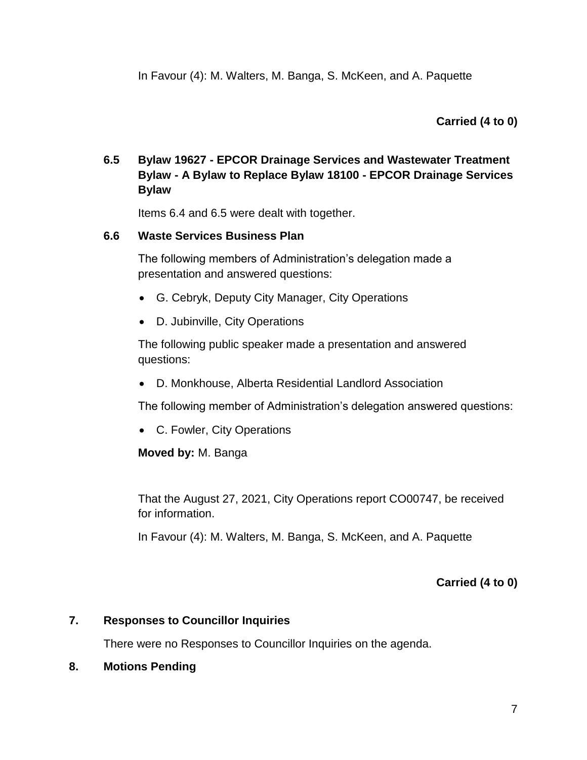In Favour (4): M. Walters, M. Banga, S. McKeen, and A. Paquette

**Carried (4 to 0)**

### 6.5 Bylaw 19627 - EPCOR Drainage Services and Wastewater Treatment Bylaw - A Bylaw to Replace Bylaw 18100 - EPCOR Drainage Services Bylaw

Items 6.4 and 6.5 were dealt with together.

### 6.6 Waste Services Business Plan

The following members of Administration's delegation made a presentation and answered questions:

- G. Cebryk, Deputy City Manager, City Operations
- D. Jubinville, City Operations

The following public speaker made a presentation and answered questions:

- D. Monkhouse, Alberta Residential Landlord Association

The following member of Administration's delegation answered questions:

- C. Fowler, City Operations

**Moved by:** M. Banga

That the August 27, 2021, City Operations report CO00747, be received for information.

In Favour (4): M. Walters, M. Banga, S. McKeen, and A. Paquette

**Carried (4 to 0)**

## 7. Responses to Councillor Inquiries

There were no Responses to Councillor Inquiries on the agenda.

## 8. Motions Pending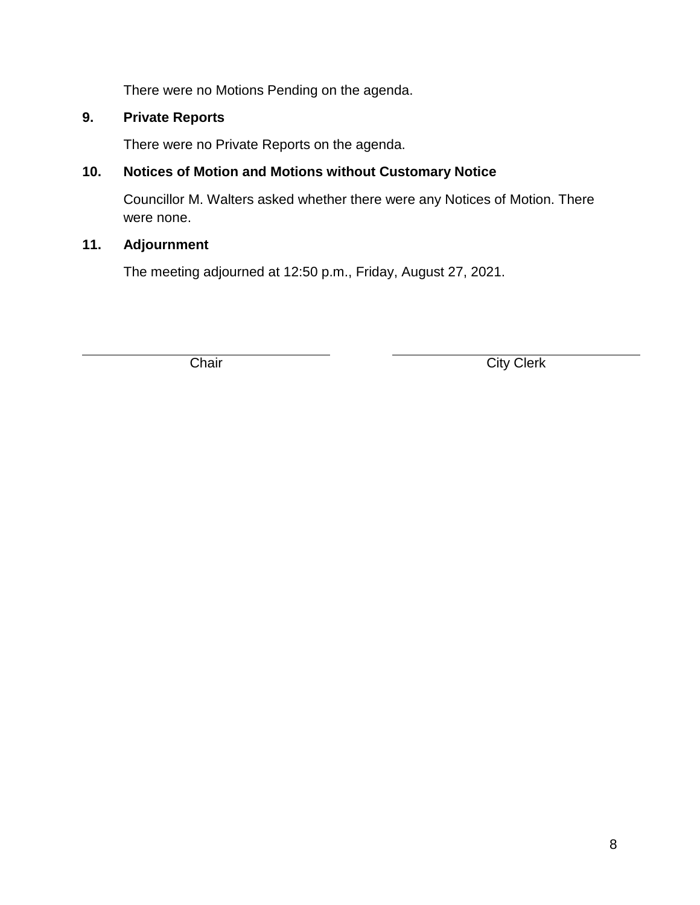There were no Motions Pending on the agenda.

## 9. Private Reports

There were no Private Reports on the agenda.

## 10. Notices of Motion and Motions without Customary Notice

Councillor M. Walters asked whether there were any Notices of Motion. There were none.

## 11. Adjournment

The meeting adjourned at 12:50 p.m., Friday, August 27, 2021.

| | |
|---|---|
| Chair | City Clerk |